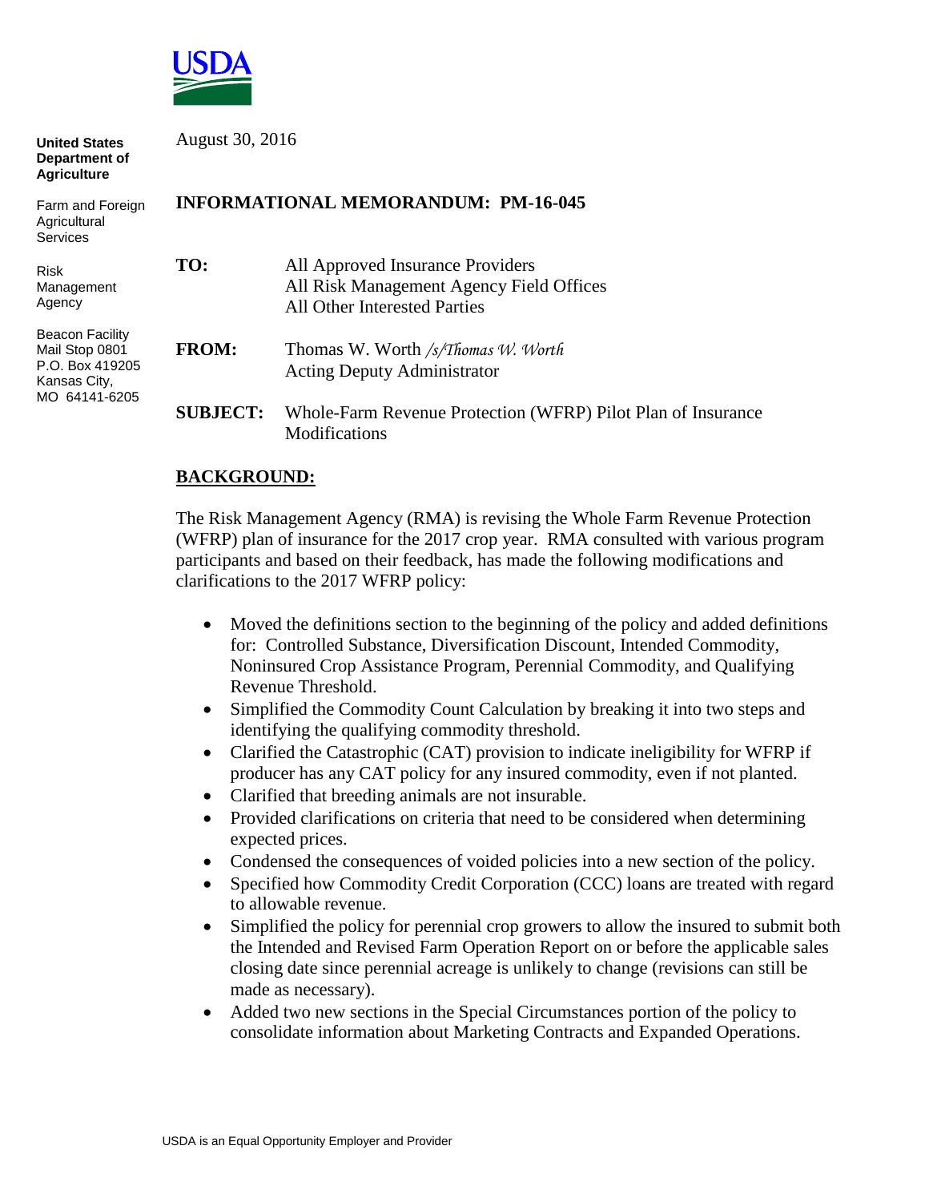USDA

**United States Department of Agriculture**

Farm and Foreign Agricultural Services

Risk Management Agency

Beacon Facility
Mail Stop 0801
P.O. Box 419205
Kansas City, MO 64141-6205

August 30, 2016

**INFORMATIONAL MEMORANDUM: PM-16-045**

**TO:** All Approved Insurance Providers
All Risk Management Agency Field Offices
All Other Interested Parties

**FROM:** Thomas W. Worth /s/Thomas W. Worth
Acting Deputy Administrator

**SUBJECT:** Whole-Farm Revenue Protection (WFRP) Pilot Plan of Insurance Modifications

## BACKGROUND:

The Risk Management Agency (RMA) is revising the Whole Farm Revenue Protection (WFRP) plan of insurance for the 2017 crop year. RMA consulted with various program participants and based on their feedback, has made the following modifications and clarifications to the 2017 WFRP policy:

- Moved the definitions section to the beginning of the policy and added definitions for: Controlled Substance, Diversification Discount, Intended Commodity, Noninsured Crop Assistance Program, Perennial Commodity, and Qualifying Revenue Threshold.
- Simplified the Commodity Count Calculation by breaking it into two steps and identifying the qualifying commodity threshold.
- Clarified the Catastrophic (CAT) provision to indicate ineligibility for WFRP if producer has any CAT policy for any insured commodity, even if not planted.
- Clarified that breeding animals are not insurable.
- Provided clarifications on criteria that need to be considered when determining expected prices.
- Condensed the consequences of voided policies into a new section of the policy.
- Specified how Commodity Credit Corporation (CCC) loans are treated with regard to allowable revenue.
- Simplified the policy for perennial crop growers to allow the insured to submit both the Intended and Revised Farm Operation Report on or before the applicable sales closing date since perennial acreage is unlikely to change (revisions can still be made as necessary).
- Added two new sections in the Special Circumstances portion of the policy to consolidate information about Marketing Contracts and Expanded Operations.

USDA is an Equal Opportunity Employer and Provider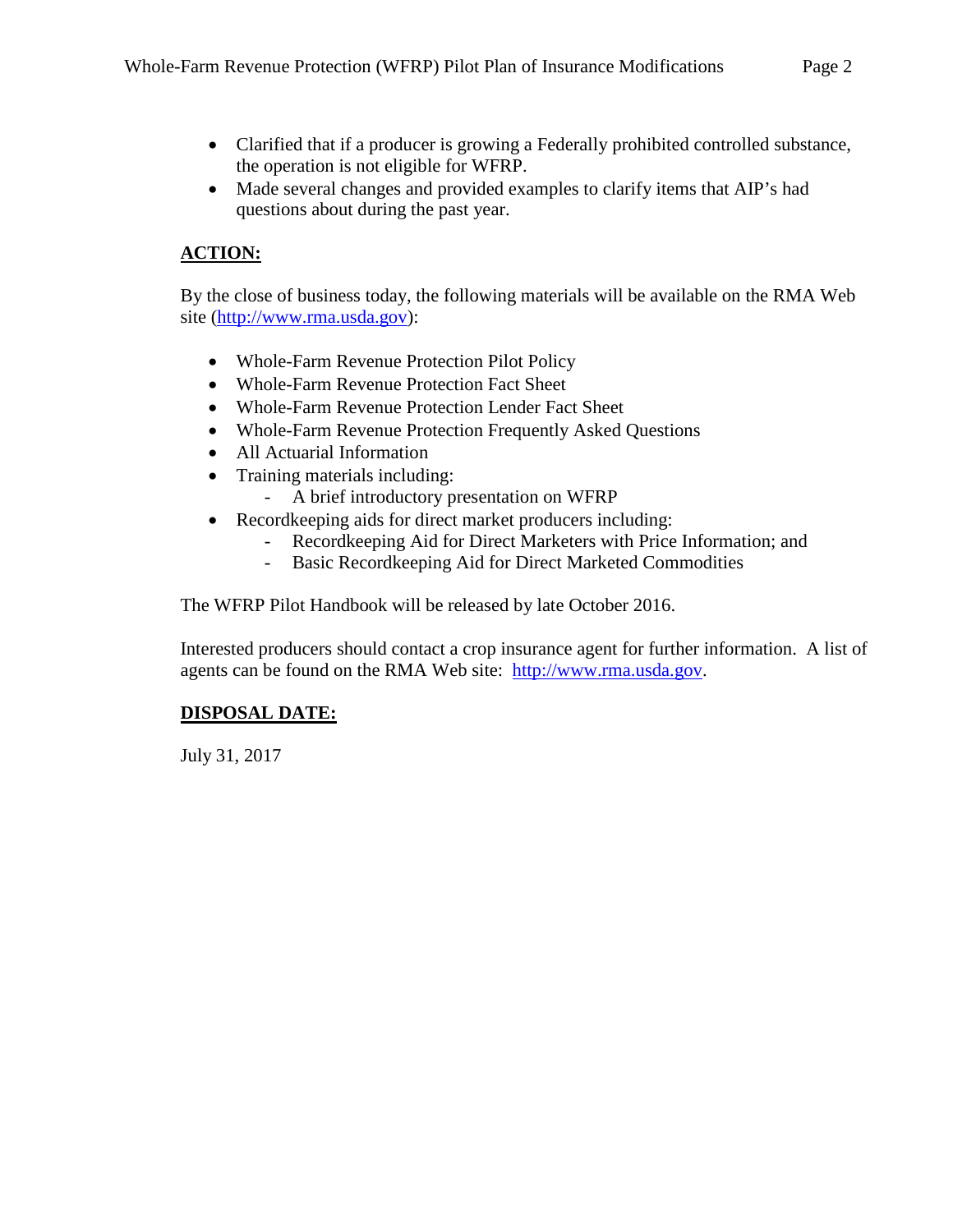- Clarified that if a producer is growing a Federally prohibited controlled substance, the operation is not eligible for WFRP.
- Made several changes and provided examples to clarify items that AIP's had questions about during the past year.

## ACTION:

By the close of business today, the following materials will be available on the RMA Web site (http://www.rma.usda.gov):

- Whole-Farm Revenue Protection Pilot Policy
- Whole-Farm Revenue Protection Fact Sheet
- Whole-Farm Revenue Protection Lender Fact Sheet
- Whole-Farm Revenue Protection Frequently Asked Questions
- All Actuarial Information
- Training materials including:
  - A brief introductory presentation on WFRP
- Recordkeeping aids for direct market producers including:
  - Recordkeeping Aid for Direct Marketers with Price Information; and
  - Basic Recordkeeping Aid for Direct Marketed Commodities

The WFRP Pilot Handbook will be released by late October 2016.

Interested producers should contact a crop insurance agent for further information. A list of agents can be found on the RMA Web site: http://www.rma.usda.gov.

## DISPOSAL DATE:

July 31, 2017